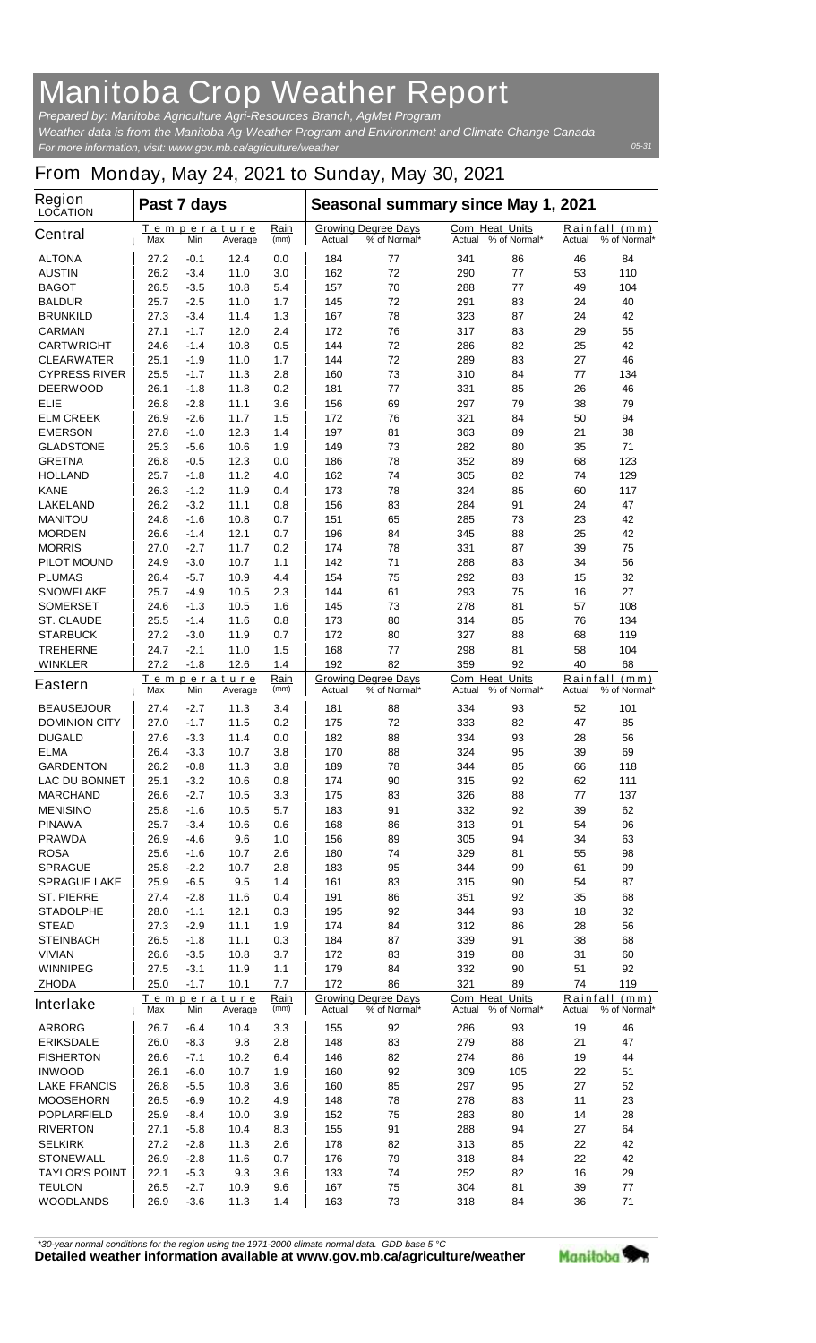# Manitoba Crop Weather Report

*Prepared by: Manitoba Agriculture Agri-Resources Branch, AgMet Program*

*Weather data is from the Manitoba Ag-Weather Program and Environment and Climate Change Canada*

*For more information, visit: www.gov.mb.ca/agriculture/weather*

*05-31*

## From Monday, May 24, 2021 to Sunday, May 30, 2021

| Region LOCATION | Past 7 days | | | | Seasonal summary since May 1, 2021 | | | | | |
|---|---|---|---|---|---|---|---|---|---|---|
| **Central** | Temperature | | | Rain | Growing Degree Days | | Corn Heat Units | | Rainfall (mm) | |
| | Max | Min | Average | (mm) | Actual | % of Normal* | Actual | % of Normal* | Actual | % of Normal* |
| ALTONA | 27.2 | -0.1 | 12.4 | 0.0 | 184 | 77 | 341 | 86 | 46 | 84 |
| AUSTIN | 26.2 | -3.4 | 11.0 | 3.0 | 162 | 72 | 290 | 77 | 53 | 110 |
| BAGOT | 26.5 | -3.5 | 10.8 | 5.4 | 157 | 70 | 288 | 77 | 49 | 104 |
| BALDUR | 25.7 | -2.5 | 11.0 | 1.7 | 145 | 72 | 291 | 83 | 24 | 40 |
| BRUNKILD | 27.3 | -3.4 | 11.4 | 1.3 | 167 | 78 | 323 | 87 | 24 | 42 |
| CARMAN | 27.1 | -1.7 | 12.0 | 2.4 | 172 | 76 | 317 | 83 | 29 | 55 |
| CARTWRIGHT | 24.6 | -1.4 | 10.8 | 0.5 | 144 | 72 | 286 | 82 | 25 | 42 |
| CLEARWATER | 25.1 | -1.9 | 11.0 | 1.7 | 144 | 72 | 289 | 83 | 27 | 46 |
| CYPRESS RIVER | 25.5 | -1.7 | 11.3 | 2.8 | 160 | 73 | 310 | 84 | 77 | 134 |
| DEERWOOD | 26.1 | -1.8 | 11.8 | 0.2 | 181 | 77 | 331 | 85 | 26 | 46 |
| ELIE | 26.8 | -2.8 | 11.1 | 3.6 | 156 | 69 | 297 | 79 | 38 | 79 |
| ELM CREEK | 26.9 | -2.6 | 11.7 | 1.5 | 172 | 76 | 321 | 84 | 50 | 94 |
| EMERSON | 27.8 | -1.0 | 12.3 | 1.4 | 197 | 81 | 363 | 89 | 21 | 38 |
| GLADSTONE | 25.3 | -5.6 | 10.6 | 1.9 | 149 | 73 | 282 | 80 | 35 | 71 |
| GRETNA | 26.8 | -0.5 | 12.3 | 0.0 | 186 | 78 | 352 | 89 | 68 | 123 |
| HOLLAND | 25.7 | -1.8 | 11.2 | 4.0 | 162 | 74 | 305 | 82 | 74 | 129 |
| KANE | 26.3 | -1.2 | 11.9 | 0.4 | 173 | 78 | 324 | 85 | 60 | 117 |
| LAKELAND | 26.2 | -3.2 | 11.1 | 0.8 | 156 | 83 | 284 | 91 | 24 | 47 |
| MANITOU | 24.8 | -1.6 | 10.8 | 0.7 | 151 | 65 | 285 | 73 | 23 | 42 |
| MORDEN | 26.6 | -1.4 | 12.1 | 0.7 | 196 | 84 | 345 | 88 | 25 | 42 |
| MORRIS | 27.0 | -2.7 | 11.7 | 0.2 | 174 | 78 | 331 | 87 | 39 | 75 |
| PILOT MOUND | 24.9 | -3.0 | 10.7 | 1.1 | 142 | 71 | 288 | 83 | 34 | 56 |
| PLUMAS | 26.4 | -5.7 | 10.9 | 4.4 | 154 | 75 | 292 | 83 | 15 | 32 |
| SNOWFLAKE | 25.7 | -4.9 | 10.5 | 2.3 | 144 | 61 | 293 | 75 | 16 | 27 |
| SOMERSET | 24.6 | -1.3 | 10.5 | 1.6 | 145 | 73 | 278 | 81 | 57 | 108 |
| ST. CLAUDE | 25.5 | -1.4 | 11.6 | 0.8 | 173 | 80 | 314 | 85 | 76 | 134 |
| STARBUCK | 27.2 | -3.0 | 11.9 | 0.7 | 172 | 80 | 327 | 88 | 68 | 119 |
| TREHERNE | 24.7 | -2.1 | 11.0 | 1.5 | 168 | 77 | 298 | 81 | 58 | 104 |
| WINKLER | 27.2 | -1.8 | 12.6 | 1.4 | 192 | 82 | 359 | 92 | 40 | 68 |
| **Eastern** | Temperature | | | Rain | Growing Degree Days | | Corn Heat Units | | Rainfall (mm) | |
| | Max | Min | Average | (mm) | Actual | % of Normal* | Actual | % of Normal* | Actual | % of Normal* |
| BEAUSEJOUR | 27.4 | -2.7 | 11.3 | 3.4 | 181 | 88 | 334 | 93 | 52 | 101 |
| DOMINION CITY | 27.0 | -1.7 | 11.5 | 0.2 | 175 | 72 | 333 | 82 | 47 | 85 |
| DUGALD | 27.6 | -3.3 | 11.4 | 0.0 | 182 | 88 | 334 | 93 | 28 | 56 |
| ELMA | 26.4 | -3.3 | 10.7 | 3.8 | 170 | 88 | 324 | 95 | 39 | 69 |
| GARDENTON | 26.2 | -0.8 | 11.3 | 3.8 | 189 | 78 | 344 | 85 | 66 | 118 |
| LAC DU BONNET | 25.1 | -3.2 | 10.6 | 0.8 | 174 | 90 | 315 | 92 | 62 | 111 |
| MARCHAND | 26.6 | -2.7 | 10.5 | 3.3 | 175 | 83 | 326 | 88 | 77 | 137 |
| MENISINO | 25.8 | -1.6 | 10.5 | 5.7 | 183 | 91 | 332 | 92 | 39 | 62 |
| PINAWA | 25.7 | -3.4 | 10.6 | 0.6 | 168 | 86 | 313 | 91 | 54 | 96 |
| PRAWDA | 26.9 | -4.6 | 9.6 | 1.0 | 156 | 89 | 305 | 94 | 34 | 63 |
| ROSA | 25.6 | -1.6 | 10.7 | 2.6 | 180 | 74 | 329 | 81 | 55 | 98 |
| SPRAGUE | 25.8 | -2.2 | 10.7 | 2.8 | 183 | 95 | 344 | 99 | 61 | 99 |
| SPRAGUE LAKE | 25.9 | -6.5 | 9.5 | 1.4 | 161 | 83 | 315 | 90 | 54 | 87 |
| ST. PIERRE | 27.4 | -2.8 | 11.6 | 0.4 | 191 | 86 | 351 | 92 | 35 | 68 |
| STADOLPHE | 28.0 | -1.1 | 12.1 | 0.3 | 195 | 92 | 344 | 93 | 18 | 32 |
| STEAD | 27.3 | -2.9 | 11.1 | 1.9 | 174 | 84 | 312 | 86 | 28 | 56 |
| STEINBACH | 26.5 | -1.8 | 11.1 | 0.3 | 184 | 87 | 339 | 91 | 38 | 68 |
| VIVIAN | 26.6 | -3.5 | 10.8 | 3.7 | 172 | 83 | 319 | 88 | 31 | 60 |
| WINNIPEG | 27.5 | -3.1 | 11.9 | 1.1 | 179 | 84 | 332 | 90 | 51 | 92 |
| ZHODA | 25.0 | -1.7 | 10.1 | 7.7 | 172 | 86 | 321 | 89 | 74 | 119 |
| **Interlake** | Temperature | | | Rain | Growing Degree Days | | Corn Heat Units | | Rainfall (mm) | |
| | Max | Min | Average | (mm) | Actual | % of Normal* | Actual | % of Normal* | Actual | % of Normal* |
| ARBORG | 26.7 | -6.4 | 10.4 | 3.3 | 155 | 92 | 286 | 93 | 19 | 46 |
| ERIKSDALE | 26.0 | -8.3 | 9.8 | 2.8 | 148 | 83 | 279 | 88 | 21 | 47 |
| FISHERTON | 26.6 | -7.1 | 10.2 | 6.4 | 146 | 82 | 274 | 86 | 19 | 44 |
| INWOOD | 26.1 | -6.0 | 10.7 | 1.9 | 160 | 92 | 309 | 105 | 22 | 51 |
| LAKE FRANCIS | 26.8 | -5.5 | 10.8 | 3.6 | 160 | 85 | 297 | 95 | 27 | 52 |
| MOOSEHORN | 26.5 | -6.9 | 10.2 | 4.9 | 148 | 78 | 278 | 83 | 11 | 23 |
| POPLARFIELD | 25.9 | -8.4 | 10.0 | 3.9 | 152 | 75 | 283 | 80 | 14 | 28 |
| RIVERTON | 27.1 | -5.8 | 10.4 | 8.3 | 155 | 91 | 288 | 94 | 27 | 64 |
| SELKIRK | 27.2 | -2.8 | 11.3 | 2.6 | 178 | 82 | 313 | 85 | 22 | 42 |
| STONEWALL | 26.9 | -2.8 | 11.6 | 0.7 | 176 | 79 | 318 | 84 | 22 | 42 |
| TAYLOR'S POINT | 22.1 | -5.3 | 9.3 | 3.6 | 133 | 74 | 252 | 82 | 16 | 29 |
| TEULON | 26.5 | -2.7 | 10.9 | 9.6 | 167 | 75 | 304 | 81 | 39 | 77 |
| WOODLANDS | 26.9 | -3.6 | 11.3 | 1.4 | 163 | 73 | 318 | 84 | 36 | 71 |

*\*30-year normal conditions for the region using the 1971-2000 climate normal data. GDD base 5 °C*

**Detailed weather information available at www.gov.mb.ca/agriculture/weather**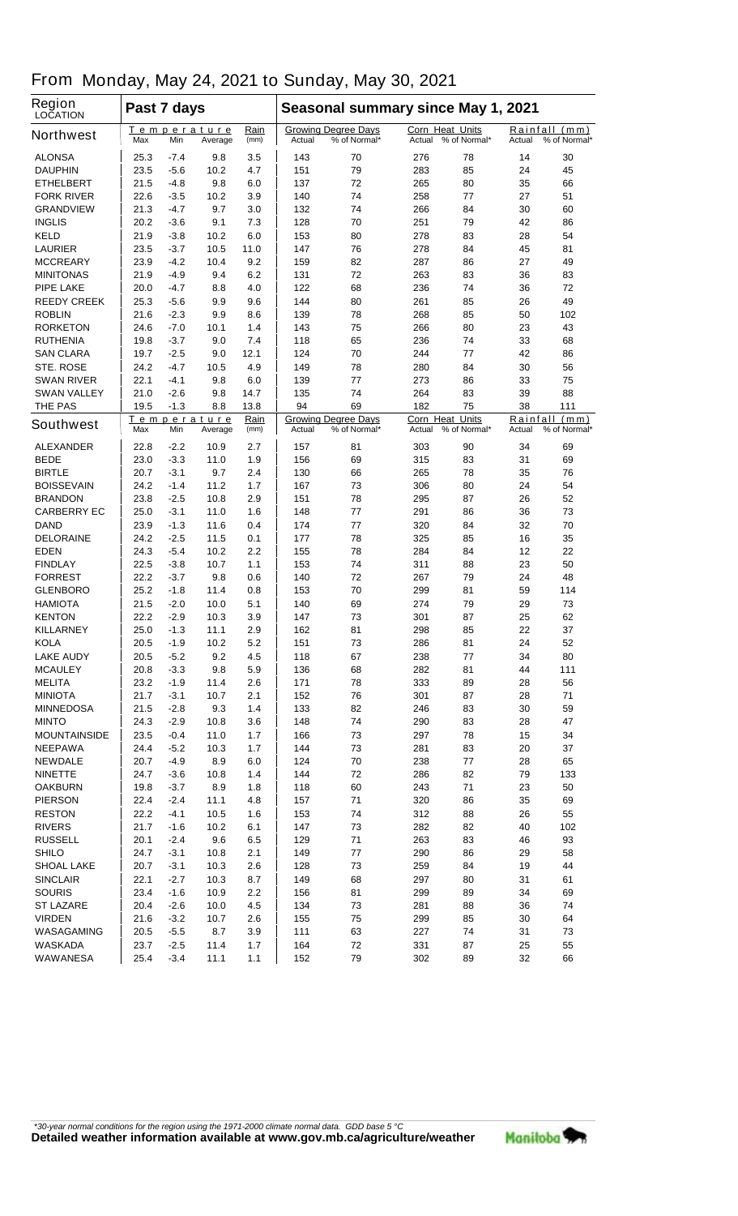# From Monday, May 24, 2021 to Sunday, May 30, 2021

| Region LOCATION | Past 7 days | | | | Seasonal summary since May 1, 2021 | | | | | |
|---|---|---|---|---|---|---|---|---|---|---|
| **Northwest** | Temperature Max | Min | Average | Rain (mm) | Growing Degree Days Actual | % of Normal* | Corn Heat Units Actual | % of Normal* | Rainfall (mm) Actual | % of Normal* |
| ALONSA | 25.3 | -7.4 | 9.8 | 3.5 | 143 | 70 | 276 | 78 | 14 | 30 |
| DAUPHIN | 23.5 | -5.6 | 10.2 | 4.7 | 151 | 79 | 283 | 85 | 24 | 45 |
| ETHELBERT | 21.5 | -4.8 | 9.8 | 6.0 | 137 | 72 | 265 | 80 | 35 | 66 |
| FORK RIVER | 22.6 | -3.5 | 10.2 | 3.9 | 140 | 74 | 258 | 77 | 27 | 51 |
| GRANDVIEW | 21.3 | -4.7 | 9.7 | 3.0 | 132 | 74 | 266 | 84 | 30 | 60 |
| INGLIS | 20.2 | -3.6 | 9.1 | 7.3 | 128 | 70 | 251 | 79 | 42 | 86 |
| KELD | 21.9 | -3.8 | 10.2 | 6.0 | 153 | 80 | 278 | 83 | 28 | 54 |
| LAURIER | 23.5 | -3.7 | 10.5 | 11.0 | 147 | 76 | 278 | 84 | 45 | 81 |
| MCCREARY | 23.9 | -4.2 | 10.4 | 9.2 | 159 | 82 | 287 | 86 | 27 | 49 |
| MINITONAS | 21.9 | -4.9 | 9.4 | 6.2 | 131 | 72 | 263 | 83 | 36 | 83 |
| PIPE LAKE | 20.0 | -4.7 | 8.8 | 4.0 | 122 | 68 | 236 | 74 | 36 | 72 |
| REEDY CREEK | 25.3 | -5.6 | 9.9 | 9.6 | 144 | 80 | 261 | 85 | 26 | 49 |
| ROBLIN | 21.6 | -2.3 | 9.9 | 8.6 | 139 | 78 | 268 | 85 | 50 | 102 |
| RORKETON | 24.6 | -7.0 | 10.1 | 1.4 | 143 | 75 | 266 | 80 | 23 | 43 |
| RUTHENIA | 19.8 | -3.7 | 9.0 | 7.4 | 118 | 65 | 236 | 74 | 33 | 68 |
| SAN CLARA | 19.7 | -2.5 | 9.0 | 12.1 | 124 | 70 | 244 | 77 | 42 | 86 |
| STE. ROSE | 24.2 | -4.7 | 10.5 | 4.9 | 149 | 78 | 280 | 84 | 30 | 56 |
| SWAN RIVER | 22.1 | -4.1 | 9.8 | 6.0 | 139 | 77 | 273 | 86 | 33 | 75 |
| SWAN VALLEY | 21.0 | -2.6 | 9.8 | 14.7 | 135 | 74 | 264 | 83 | 39 | 88 |
| THE PAS | 19.5 | -1.3 | 8.8 | 13.8 | 94 | 69 | 182 | 75 | 38 | 111 |
| **Southwest** | Temperature Max | Min | Average | Rain (mm) | Growing Degree Days Actual | % of Normal* | Corn Heat Units Actual | % of Normal* | Rainfall (mm) Actual | % of Normal* |
| ALEXANDER | 22.8 | -2.2 | 10.9 | 2.7 | 157 | 81 | 303 | 90 | 34 | 69 |
| BEDE | 23.0 | -3.3 | 11.0 | 1.9 | 156 | 69 | 315 | 83 | 31 | 69 |
| BIRTLE | 20.7 | -3.1 | 9.7 | 2.4 | 130 | 66 | 265 | 78 | 35 | 76 |
| BOISSEVAIN | 24.2 | -1.4 | 11.2 | 1.7 | 167 | 73 | 306 | 80 | 24 | 54 |
| BRANDON | 23.8 | -2.5 | 10.8 | 2.9 | 151 | 78 | 295 | 87 | 26 | 52 |
| CARBERRY EC | 25.0 | -3.1 | 11.0 | 1.6 | 148 | 77 | 291 | 86 | 36 | 73 |
| DAND | 23.9 | -1.3 | 11.6 | 0.4 | 174 | 77 | 320 | 84 | 32 | 70 |
| DELORAINE | 24.2 | -2.5 | 11.5 | 0.1 | 177 | 78 | 325 | 85 | 16 | 35 |
| EDEN | 24.3 | -5.4 | 10.2 | 2.2 | 155 | 78 | 284 | 84 | 12 | 22 |
| FINDLAY | 22.5 | -3.8 | 10.7 | 1.1 | 153 | 74 | 311 | 88 | 23 | 50 |
| FORREST | 22.2 | -3.7 | 9.8 | 0.6 | 140 | 72 | 267 | 79 | 24 | 48 |
| GLENBORO | 25.2 | -1.8 | 11.4 | 0.8 | 153 | 70 | 299 | 81 | 59 | 114 |
| HAMIOTA | 21.5 | -2.0 | 10.0 | 5.1 | 140 | 69 | 274 | 79 | 29 | 73 |
| KENTON | 22.2 | -2.9 | 10.3 | 3.9 | 147 | 73 | 301 | 87 | 25 | 62 |
| KILLARNEY | 25.0 | -1.3 | 11.1 | 2.9 | 162 | 81 | 298 | 85 | 22 | 37 |
| KOLA | 20.5 | -1.9 | 10.2 | 5.2 | 151 | 73 | 286 | 81 | 24 | 52 |
| LAKE AUDY | 20.5 | -5.2 | 9.2 | 4.5 | 118 | 67 | 238 | 77 | 34 | 80 |
| MCAULEY | 20.8 | -3.3 | 9.8 | 5.9 | 136 | 68 | 282 | 81 | 44 | 111 |
| MELITA | 23.2 | -1.9 | 11.4 | 2.6 | 171 | 78 | 333 | 89 | 28 | 56 |
| MINIOTA | 21.7 | -3.1 | 10.7 | 2.1 | 152 | 76 | 301 | 87 | 28 | 71 |
| MINNEDOSA | 21.5 | -2.8 | 9.3 | 1.4 | 133 | 82 | 246 | 83 | 30 | 59 |
| MINTO | 24.3 | -2.9 | 10.8 | 3.6 | 148 | 74 | 290 | 83 | 28 | 47 |
| MOUNTAINSIDE | 23.5 | -0.4 | 11.0 | 1.7 | 166 | 73 | 297 | 78 | 15 | 34 |
| NEEPAWA | 24.4 | -5.2 | 10.3 | 1.7 | 144 | 73 | 281 | 83 | 20 | 37 |
| NEWDALE | 20.7 | -4.9 | 8.9 | 6.0 | 124 | 70 | 238 | 77 | 28 | 65 |
| NINETTE | 24.7 | -3.6 | 10.8 | 1.4 | 144 | 72 | 286 | 82 | 79 | 133 |
| OAKBURN | 19.8 | -3.7 | 8.9 | 1.8 | 118 | 60 | 243 | 71 | 23 | 50 |
| PIERSON | 22.4 | -2.4 | 11.1 | 4.8 | 157 | 71 | 320 | 86 | 35 | 69 |
| RESTON | 22.2 | -4.1 | 10.5 | 1.6 | 153 | 74 | 312 | 88 | 26 | 55 |
| RIVERS | 21.7 | -1.6 | 10.2 | 6.1 | 147 | 73 | 282 | 82 | 40 | 102 |
| RUSSELL | 20.1 | -2.4 | 9.6 | 6.5 | 129 | 71 | 263 | 83 | 46 | 93 |
| SHILO | 24.7 | -3.1 | 10.8 | 2.1 | 149 | 77 | 290 | 86 | 29 | 58 |
| SHOAL LAKE | 20.7 | -3.1 | 10.3 | 2.6 | 128 | 73 | 259 | 84 | 19 | 44 |
| SINCLAIR | 22.1 | -2.7 | 10.3 | 8.7 | 149 | 68 | 297 | 80 | 31 | 61 |
| SOURIS | 23.4 | -1.6 | 10.9 | 2.2 | 156 | 81 | 299 | 89 | 34 | 69 |
| ST LAZARE | 20.4 | -2.6 | 10.0 | 4.5 | 134 | 73 | 281 | 88 | 36 | 74 |
| VIRDEN | 21.6 | -3.2 | 10.7 | 2.6 | 155 | 75 | 299 | 85 | 30 | 64 |
| WASAGAMING | 20.5 | -5.5 | 8.7 | 3.9 | 111 | 63 | 227 | 74 | 31 | 73 |
| WASKADA | 23.7 | -2.5 | 11.4 | 1.7 | 164 | 72 | 331 | 87 | 25 | 55 |
| WAWANESA | 25.4 | -3.4 | 11.1 | 1.1 | 152 | 79 | 302 | 89 | 32 | 66 |

*30-year normal conditions for the region using the 1971-2000 climate normal data. GDD base 5 °C

**Detailed weather information available at www.gov.mb.ca/agriculture/weather**

Manitoba